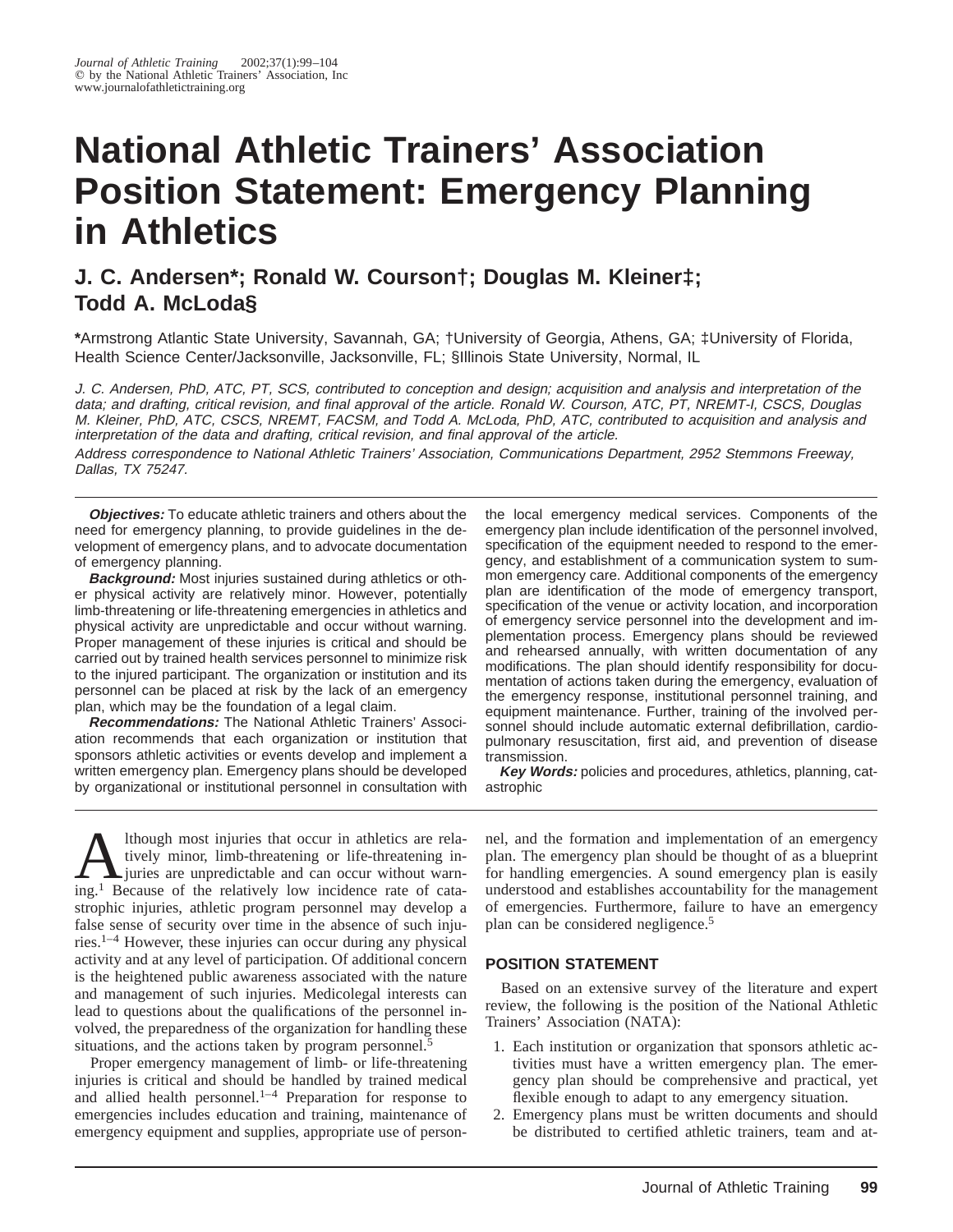# National Athletic Trainers' Association Position Statement: Emergency Planning in Athletics

## J. C. Andersen*; Ronald W. Courson†; Douglas M. Kleiner‡; Todd A. McLoda§

**\***Armstrong Atlantic State University, Savannah, GA; †University of Georgia, Athens, GA; ‡University of Florida, Health Science Center/Jacksonville, Jacksonville, FL; §Illinois State University, Normal, IL

*J. C. Andersen, PhD, ATC, PT, SCS, contributed to conception and design; acquisition and analysis and interpretation of the data; and drafting, critical revision, and final approval of the article. Ronald W. Courson, ATC, PT, NREMT-I, CSCS, Douglas M. Kleiner, PhD, ATC, CSCS, NREMT, FACSM, and Todd A. McLoda, PhD, ATC, contributed to acquisition and analysis and interpretation of the data and drafting, critical revision, and final approval of the article.*

*Address correspondence to National Athletic Trainers' Association, Communications Department, 2952 Stemmons Freeway, Dallas, TX 75247.*

***Objectives:*** To educate athletic trainers and others about the need for emergency planning, to provide guidelines in the development of emergency plans, and to advocate documentation of emergency planning.

***Background:*** Most injuries sustained during athletics or other physical activity are relatively minor. However, potentially limb-threatening or life-threatening emergencies in athletics and physical activity are unpredictable and occur without warning. Proper management of these injuries is critical and should be carried out by trained health services personnel to minimize risk to the injured participant. The organization or institution and its personnel can be placed at risk by the lack of an emergency plan, which may be the foundation of a legal claim.

***Recommendations:*** The National Athletic Trainers' Association recommends that each organization or institution that sponsors athletic activities or events develop and implement a written emergency plan. Emergency plans should be developed by organizational or institutional personnel in consultation with the local emergency medical services. Components of the emergency plan include identification of the personnel involved, specification of the equipment needed to respond to the emergency, and establishment of a communication system to summon emergency care. Additional components of the emergency plan are identification of the mode of emergency transport, specification of the venue or activity location, and incorporation of emergency service personnel into the development and implementation process. Emergency plans should be reviewed and rehearsed annually, with written documentation of any modifications. The plan should identify responsibility for documentation of actions taken during the emergency, evaluation of the emergency response, institutional personnel training, and equipment maintenance. Further, training of the involved personnel should include automatic external defibrillation, cardiopulmonary resuscitation, first aid, and prevention of disease transmission.

***Key Words:*** policies and procedures, athletics, planning, catastrophic

Although most injuries that occur in athletics are relatively minor, limb-threatening or life-threatening injuries are unpredictable and can occur without warning.[1] Because of the relatively low incidence rate of catastrophic injuries, athletic program personnel may develop a false sense of security over time in the absence of such injuries.[1–4] However, these injuries can occur during any physical activity and at any level of participation. Of additional concern is the heightened public awareness associated with the nature and management of such injuries. Medicolegal interests can lead to questions about the qualifications of the personnel involved, the preparedness of the organization for handling these situations, and the actions taken by program personnel.[5]

Proper emergency management of limb- or life-threatening injuries is critical and should be handled by trained medical and allied health personnel.[1–4] Preparation for response to emergencies includes education and training, maintenance of emergency equipment and supplies, appropriate use of personnel, and the formation and implementation of an emergency plan. The emergency plan should be thought of as a blueprint for handling emergencies. A sound emergency plan is easily understood and establishes accountability for the management of emergencies. Furthermore, failure to have an emergency plan can be considered negligence.[5]

## POSITION STATEMENT

Based on an extensive survey of the literature and expert review, the following is the position of the National Athletic Trainers' Association (NATA):

1. Each institution or organization that sponsors athletic activities must have a written emergency plan. The emergency plan should be comprehensive and practical, yet flexible enough to adapt to any emergency situation.
2. Emergency plans must be written documents and should be distributed to certified athletic trainers, team and at-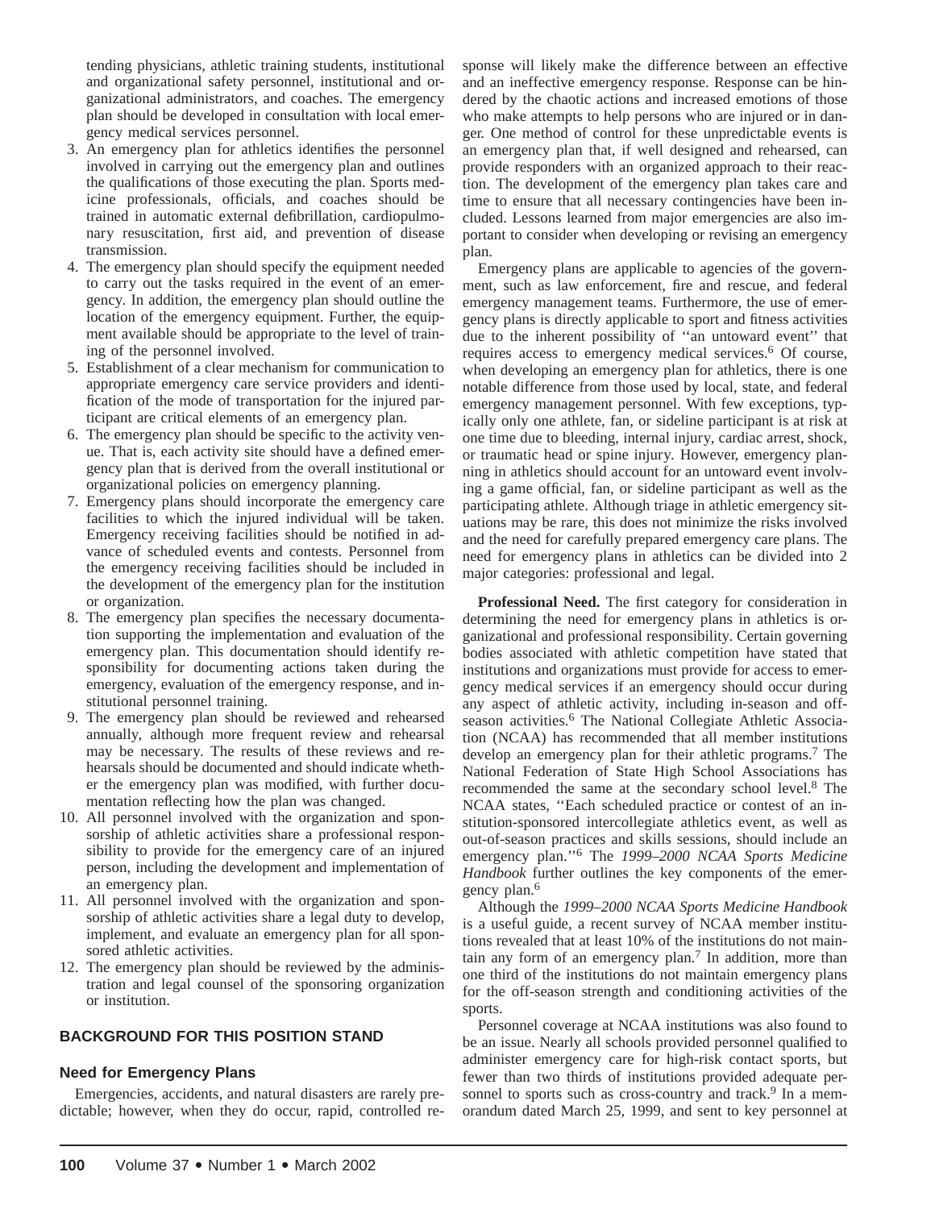tending physicians, athletic training students, institutional and organizational safety personnel, institutional and organizational administrators, and coaches. The emergency plan should be developed in consultation with local emergency medical services personnel.

3. An emergency plan for athletics identifies the personnel involved in carrying out the emergency plan and outlines the qualifications of those executing the plan. Sports medicine professionals, officials, and coaches should be trained in automatic external defibrillation, cardiopulmonary resuscitation, first aid, and prevention of disease transmission.
4. The emergency plan should specify the equipment needed to carry out the tasks required in the event of an emergency. In addition, the emergency plan should outline the location of the emergency equipment. Further, the equipment available should be appropriate to the level of training of the personnel involved.
5. Establishment of a clear mechanism for communication to appropriate emergency care service providers and identification of the mode of transportation for the injured participant are critical elements of an emergency plan.
6. The emergency plan should be specific to the activity venue. That is, each activity site should have a defined emergency plan that is derived from the overall institutional or organizational policies on emergency planning.
7. Emergency plans should incorporate the emergency care facilities to which the injured individual will be taken. Emergency receiving facilities should be notified in advance of scheduled events and contests. Personnel from the emergency receiving facilities should be included in the development of the emergency plan for the institution or organization.
8. The emergency plan specifies the necessary documentation supporting the implementation and evaluation of the emergency plan. This documentation should identify responsibility for documenting actions taken during the emergency, evaluation of the emergency response, and institutional personnel training.
9. The emergency plan should be reviewed and rehearsed annually, although more frequent review and rehearsal may be necessary. The results of these reviews and rehearsals should be documented and should indicate whether the emergency plan was modified, with further documentation reflecting how the plan was changed.
10. All personnel involved with the organization and sponsorship of athletic activities share a professional responsibility to provide for the emergency care of an injured person, including the development and implementation of an emergency plan.
11. All personnel involved with the organization and sponsorship of athletic activities share a legal duty to develop, implement, and evaluate an emergency plan for all sponsored athletic activities.
12. The emergency plan should be reviewed by the administration and legal counsel of the sponsoring organization or institution.

## BACKGROUND FOR THIS POSITION STAND

### Need for Emergency Plans

Emergencies, accidents, and natural disasters are rarely predictable; however, when they do occur, rapid, controlled response will likely make the difference between an effective and an ineffective emergency response. Response can be hindered by the chaotic actions and increased emotions of those who make attempts to help persons who are injured or in danger. One method of control for these unpredictable events is an emergency plan that, if well designed and rehearsed, can provide responders with an organized approach to their reaction. The development of the emergency plan takes care and time to ensure that all necessary contingencies have been included. Lessons learned from major emergencies are also important to consider when developing or revising an emergency plan.

Emergency plans are applicable to agencies of the government, such as law enforcement, fire and rescue, and federal emergency management teams. Furthermore, the use of emergency plans is directly applicable to sport and fitness activities due to the inherent possibility of ''an untoward event'' that requires access to emergency medical services.[6] Of course, when developing an emergency plan for athletics, there is one notable difference from those used by local, state, and federal emergency management personnel. With few exceptions, typically only one athlete, fan, or sideline participant is at risk at one time due to bleeding, internal injury, cardiac arrest, shock, or traumatic head or spine injury. However, emergency planning in athletics should account for an untoward event involving a game official, fan, or sideline participant as well as the participating athlete. Although triage in athletic emergency situations may be rare, this does not minimize the risks involved and the need for carefully prepared emergency care plans. The need for emergency plans in athletics can be divided into 2 major categories: professional and legal.

**Professional Need.** The first category for consideration in determining the need for emergency plans in athletics is organizational and professional responsibility. Certain governing bodies associated with athletic competition have stated that institutions and organizations must provide for access to emergency medical services if an emergency should occur during any aspect of athletic activity, including in-season and off-season activities.[6] The National Collegiate Athletic Association (NCAA) has recommended that all member institutions develop an emergency plan for their athletic programs.[7] The National Federation of State High School Associations has recommended the same at the secondary school level.[8] The NCAA states, ''Each scheduled practice or contest of an institution-sponsored intercollegiate athletics event, as well as out-of-season practices and skills sessions, should include an emergency plan.''[6] The *1999–2000 NCAA Sports Medicine Handbook* further outlines the key components of the emergency plan.[6]

Although the *1999–2000 NCAA Sports Medicine Handbook* is a useful guide, a recent survey of NCAA member institutions revealed that at least 10% of the institutions do not maintain any form of an emergency plan.[7] In addition, more than one third of the institutions do not maintain emergency plans for the off-season strength and conditioning activities of the sports.

Personnel coverage at NCAA institutions was also found to be an issue. Nearly all schools provided personnel qualified to administer emergency care for high-risk contact sports, but fewer than two thirds of institutions provided adequate personnel to sports such as cross-country and track.[9] In a memorandum dated March 25, 1999, and sent to key personnel at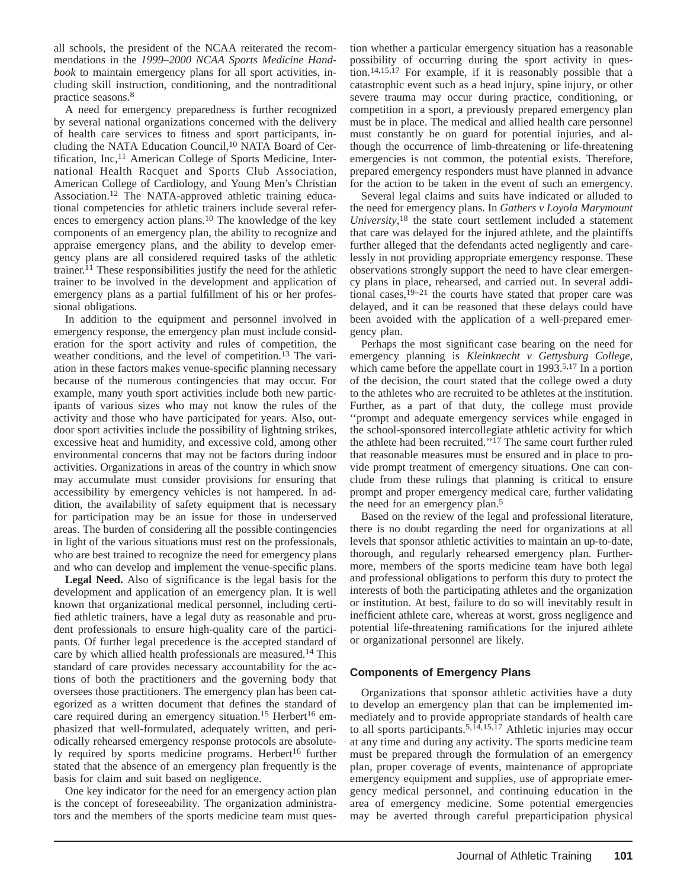all schools, the president of the NCAA reiterated the recommendations in the *1999–2000 NCAA Sports Medicine Handbook* to maintain emergency plans for all sport activities, including skill instruction, conditioning, and the nontraditional practice seasons.[8]

A need for emergency preparedness is further recognized by several national organizations concerned with the delivery of health care services to fitness and sport participants, including the NATA Education Council,[10] NATA Board of Certification, Inc,[11] American College of Sports Medicine, International Health Racquet and Sports Club Association, American College of Cardiology, and Young Men's Christian Association.[12] The NATA-approved athletic training educational competencies for athletic trainers include several references to emergency action plans.[10] The knowledge of the key components of an emergency plan, the ability to recognize and appraise emergency plans, and the ability to develop emergency plans are all considered required tasks of the athletic trainer.[11] These responsibilities justify the need for the athletic trainer to be involved in the development and application of emergency plans as a partial fulfillment of his or her professional obligations.

In addition to the equipment and personnel involved in emergency response, the emergency plan must include consideration for the sport activity and rules of competition, the weather conditions, and the level of competition.[13] The variation in these factors makes venue-specific planning necessary because of the numerous contingencies that may occur. For example, many youth sport activities include both new participants of various sizes who may not know the rules of the activity and those who have participated for years. Also, outdoor sport activities include the possibility of lightning strikes, excessive heat and humidity, and excessive cold, among other environmental concerns that may not be factors during indoor activities. Organizations in areas of the country in which snow may accumulate must consider provisions for ensuring that accessibility by emergency vehicles is not hampered. In addition, the availability of safety equipment that is necessary for participation may be an issue for those in underserved areas. The burden of considering all the possible contingencies in light of the various situations must rest on the professionals, who are best trained to recognize the need for emergency plans and who can develop and implement the venue-specific plans.

**Legal Need.** Also of significance is the legal basis for the development and application of an emergency plan. It is well known that organizational medical personnel, including certified athletic trainers, have a legal duty as reasonable and prudent professionals to ensure high-quality care of the participants. Of further legal precedence is the accepted standard of care by which allied health professionals are measured.[14] This standard of care provides necessary accountability for the actions of both the practitioners and the governing body that oversees those practitioners. The emergency plan has been categorized as a written document that defines the standard of care required during an emergency situation.[15] Herbert[16] emphasized that well-formulated, adequately written, and periodically rehearsed emergency response protocols are absolutely required by sports medicine programs. Herbert[16] further stated that the absence of an emergency plan frequently is the basis for claim and suit based on negligence.

One key indicator for the need for an emergency action plan is the concept of foreseeability. The organization administrators and the members of the sports medicine team must question whether a particular emergency situation has a reasonable possibility of occurring during the sport activity in question.[14,15,17] For example, if it is reasonably possible that a catastrophic event such as a head injury, spine injury, or other severe trauma may occur during practice, conditioning, or competition in a sport, a previously prepared emergency plan must be in place. The medical and allied health care personnel must constantly be on guard for potential injuries, and although the occurrence of limb-threatening or life-threatening emergencies is not common, the potential exists. Therefore, prepared emergency responders must have planned in advance for the action to be taken in the event of such an emergency.

Several legal claims and suits have indicated or alluded to the need for emergency plans. In *Gathers v Loyola Marymount University*,[18] the state court settlement included a statement that care was delayed for the injured athlete, and the plaintiffs further alleged that the defendants acted negligently and carelessly in not providing appropriate emergency response. These observations strongly support the need to have clear emergency plans in place, rehearsed, and carried out. In several additional cases,[19–21] the courts have stated that proper care was delayed, and it can be reasoned that these delays could have been avoided with the application of a well-prepared emergency plan.

Perhaps the most significant case bearing on the need for emergency planning is *Kleinknecht v Gettysburg College*, which came before the appellate court in 1993.[5,17] In a portion of the decision, the court stated that the college owed a duty to the athletes who are recruited to be athletes at the institution. Further, as a part of that duty, the college must provide ''prompt and adequate emergency services while engaged in the school-sponsored intercollegiate athletic activity for which the athlete had been recruited.''[17] The same court further ruled that reasonable measures must be ensured and in place to provide prompt treatment of emergency situations. One can conclude from these rulings that planning is critical to ensure prompt and proper emergency medical care, further validating the need for an emergency plan.[5]

Based on the review of the legal and professional literature, there is no doubt regarding the need for organizations at all levels that sponsor athletic activities to maintain an up-to-date, thorough, and regularly rehearsed emergency plan. Furthermore, members of the sports medicine team have both legal and professional obligations to perform this duty to protect the interests of both the participating athletes and the organization or institution. At best, failure to do so will inevitably result in inefficient athlete care, whereas at worst, gross negligence and potential life-threatening ramifications for the injured athlete or organizational personnel are likely.

## Components of Emergency Plans

Organizations that sponsor athletic activities have a duty to develop an emergency plan that can be implemented immediately and to provide appropriate standards of health care to all sports participants.[5,14,15,17] Athletic injuries may occur at any time and during any activity. The sports medicine team must be prepared through the formulation of an emergency plan, proper coverage of events, maintenance of appropriate emergency equipment and supplies, use of appropriate emergency medical personnel, and continuing education in the area of emergency medicine. Some potential emergencies may be averted through careful preparticipation physical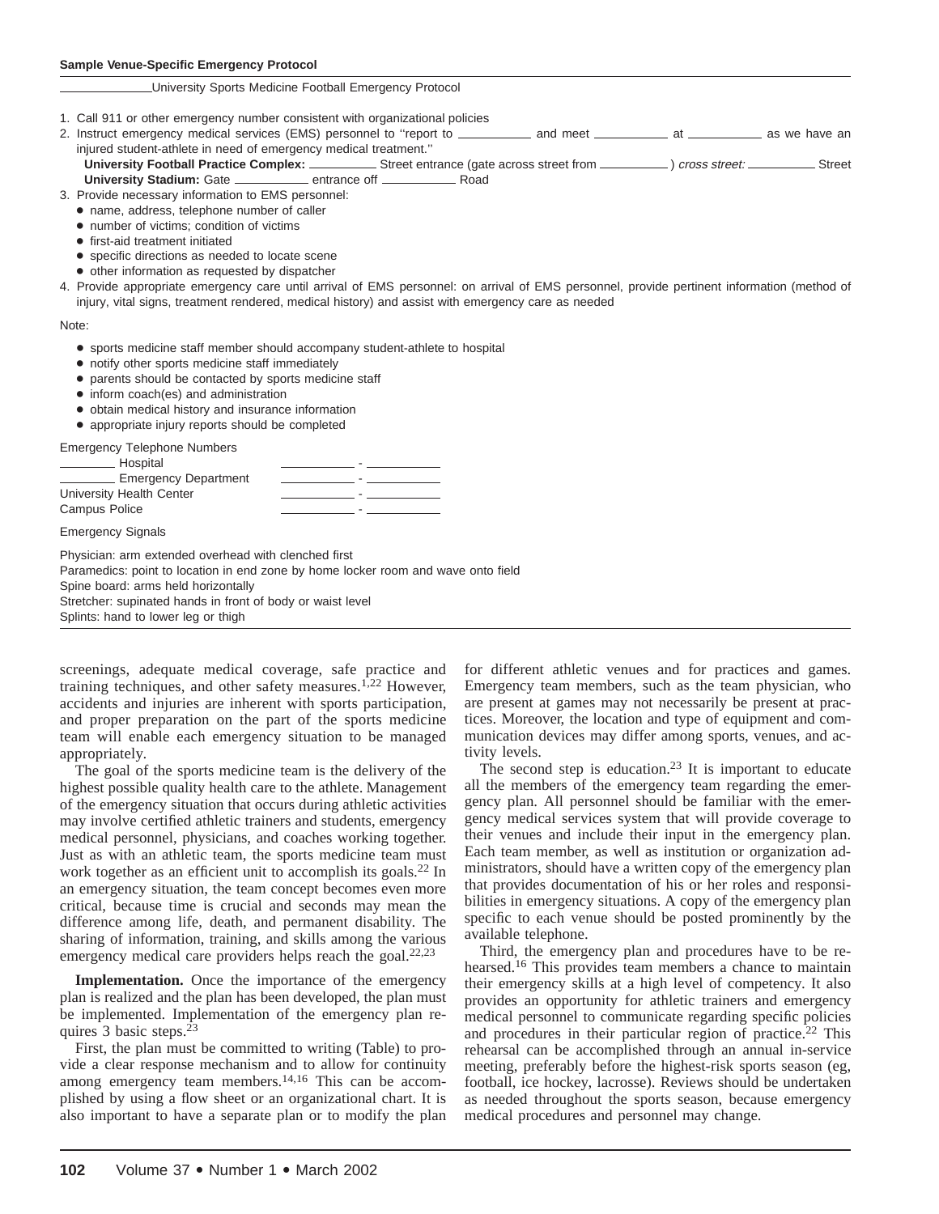**Sample Venue-Specific Emergency Protocol**

\_\_\_\_\_\_\_\_\_\_\_\_\_University Sports Medicine Football Emergency Protocol

1. Call 911 or other emergency number consistent with organizational policies
2. Instruct emergency medical services (EMS) personnel to ''report to \_\_\_\_\_\_\_\_\_\_ and meet \_\_\_\_\_\_\_\_\_\_ at \_\_\_\_\_\_\_\_\_\_ as we have an injured student-athlete in need of emergency medical treatment.''
   **University Football Practice Complex:** \_\_\_\_\_\_\_\_\_ Street entrance (gate across street from \_\_\_\_\_\_\_\_\_) *cross street:* \_\_\_\_\_\_\_\_\_ Street
   **University Stadium:** Gate \_\_\_\_\_\_\_\_\_\_ entrance off \_\_\_\_\_\_\_\_\_\_ Road
3. Provide necessary information to EMS personnel:
   - name, address, telephone number of caller
   - number of victims; condition of victims
   - first-aid treatment initiated
   - specific directions as needed to locate scene
   - other information as requested by dispatcher
4. Provide appropriate emergency care until arrival of EMS personnel: on arrival of EMS personnel, provide pertinent information (method of injury, vital signs, treatment rendered, medical history) and assist with emergency care as needed

Note:

- sports medicine staff member should accompany student-athlete to hospital
- notify other sports medicine staff immediately
- parents should be contacted by sports medicine staff
- inform coach(es) and administration
- obtain medical history and insurance information
- appropriate injury reports should be completed

Emergency Telephone Numbers

| | |
|---|---|
| \_\_\_\_\_\_\_\_ Hospital | \_\_\_\_\_\_\_\_\_\_ - \_\_\_\_\_\_\_\_\_\_ |
| \_\_\_\_\_\_\_\_ Emergency Department | \_\_\_\_\_\_\_\_\_\_ - \_\_\_\_\_\_\_\_\_\_ |
| University Health Center | \_\_\_\_\_\_\_\_\_\_ - \_\_\_\_\_\_\_\_\_\_ |
| Campus Police | \_\_\_\_\_\_\_\_\_\_ - \_\_\_\_\_\_\_\_\_\_ |

Emergency Signals

Physician: arm extended overhead with clenched first
Paramedics: point to location in end zone by home locker room and wave onto field
Spine board: arms held horizontally
Stretcher: supinated hands in front of body or waist level
Splints: hand to lower leg or thigh

screenings, adequate medical coverage, safe practice and training techniques, and other safety measures.[1,22] However, accidents and injuries are inherent with sports participation, and proper preparation on the part of the sports medicine team will enable each emergency situation to be managed appropriately.

The goal of the sports medicine team is the delivery of the highest possible quality health care to the athlete. Management of the emergency situation that occurs during athletic activities may involve certified athletic trainers and students, emergency medical personnel, physicians, and coaches working together. Just as with an athletic team, the sports medicine team must work together as an efficient unit to accomplish its goals.[22] In an emergency situation, the team concept becomes even more critical, because time is crucial and seconds may mean the difference among life, death, and permanent disability. The sharing of information, training, and skills among the various emergency medical care providers helps reach the goal.[22,23]

**Implementation.** Once the importance of the emergency plan is realized and the plan has been developed, the plan must be implemented. Implementation of the emergency plan requires 3 basic steps.[23]

First, the plan must be committed to writing (Table) to provide a clear response mechanism and to allow for continuity among emergency team members.[14,16] This can be accomplished by using a flow sheet or an organizational chart. It is also important to have a separate plan or to modify the plan for different athletic venues and for practices and games. Emergency team members, such as the team physician, who are present at games may not necessarily be present at practices. Moreover, the location and type of equipment and communication devices may differ among sports, venues, and activity levels.

The second step is education.[23] It is important to educate all the members of the emergency team regarding the emergency plan. All personnel should be familiar with the emergency medical services system that will provide coverage to their venues and include their input in the emergency plan. Each team member, as well as institution or organization administrators, should have a written copy of the emergency plan that provides documentation of his or her roles and responsibilities in emergency situations. A copy of the emergency plan specific to each venue should be posted prominently by the available telephone.

Third, the emergency plan and procedures have to be rehearsed.[16] This provides team members a chance to maintain their emergency skills at a high level of competency. It also provides an opportunity for athletic trainers and emergency medical personnel to communicate regarding specific policies and procedures in their particular region of practice.[22] This rehearsal can be accomplished through an annual in-service meeting, preferably before the highest-risk sports season (eg, football, ice hockey, lacrosse). Reviews should be undertaken as needed throughout the sports season, because emergency medical procedures and personnel may change.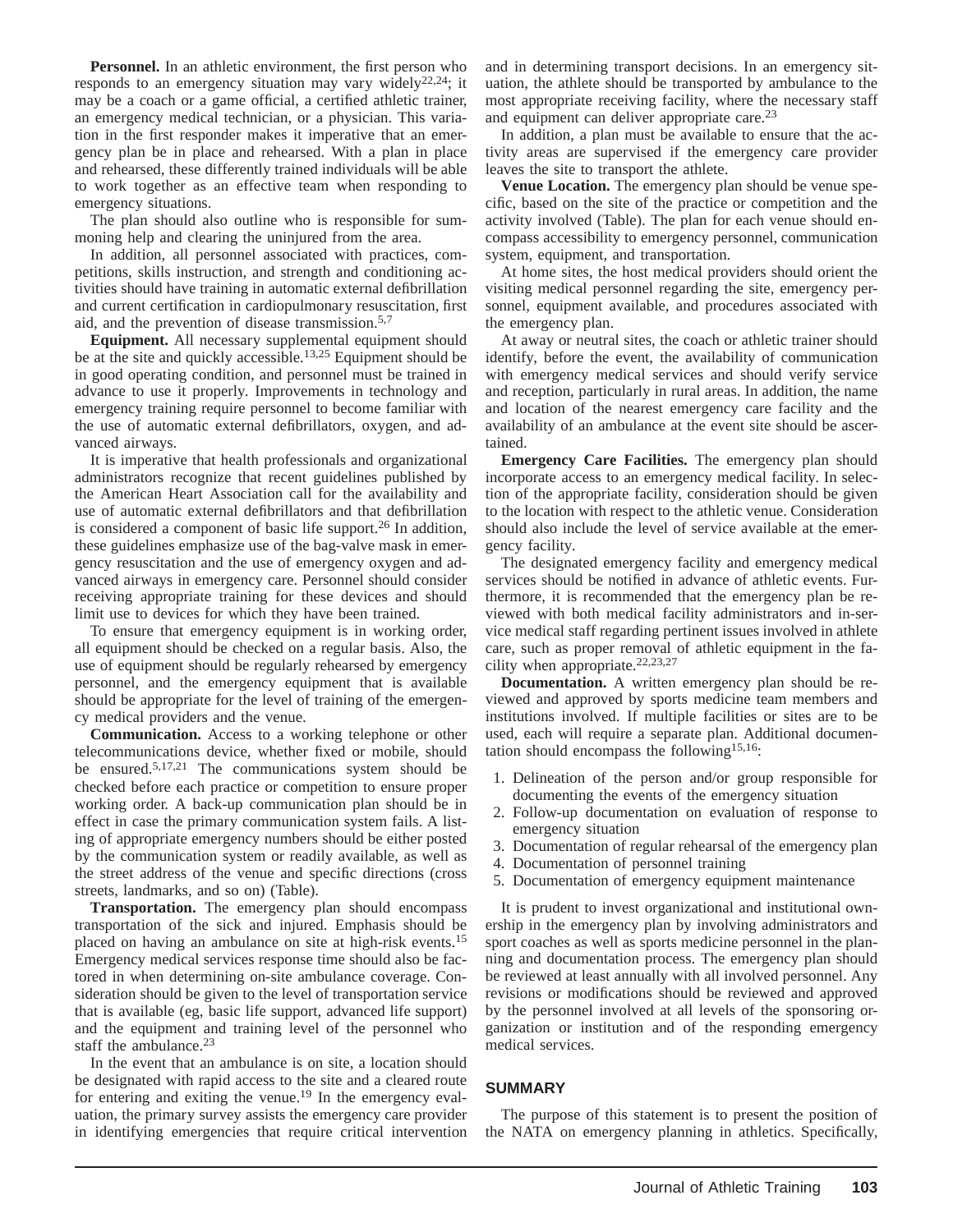**Personnel.** In an athletic environment, the first person who responds to an emergency situation may vary widely[22,24]; it may be a coach or a game official, a certified athletic trainer, an emergency medical technician, or a physician. This variation in the first responder makes it imperative that an emergency plan be in place and rehearsed. With a plan in place and rehearsed, these differently trained individuals will be able to work together as an effective team when responding to emergency situations.

The plan should also outline who is responsible for summoning help and clearing the uninjured from the area.

In addition, all personnel associated with practices, competitions, skills instruction, and strength and conditioning activities should have training in automatic external defibrillation and current certification in cardiopulmonary resuscitation, first aid, and the prevention of disease transmission.[5,7]

**Equipment.** All necessary supplemental equipment should be at the site and quickly accessible.[13,25] Equipment should be in good operating condition, and personnel must be trained in advance to use it properly. Improvements in technology and emergency training require personnel to become familiar with the use of automatic external defibrillators, oxygen, and advanced airways.

It is imperative that health professionals and organizational administrators recognize that recent guidelines published by the American Heart Association call for the availability and use of automatic external defibrillators and that defibrillation is considered a component of basic life support.[26] In addition, these guidelines emphasize use of the bag-valve mask in emergency resuscitation and the use of emergency oxygen and advanced airways in emergency care. Personnel should consider receiving appropriate training for these devices and should limit use to devices for which they have been trained.

To ensure that emergency equipment is in working order, all equipment should be checked on a regular basis. Also, the use of equipment should be regularly rehearsed by emergency personnel, and the emergency equipment that is available should be appropriate for the level of training of the emergency medical providers and the venue.

**Communication.** Access to a working telephone or other telecommunications device, whether fixed or mobile, should be ensured.[5,17,21] The communications system should be checked before each practice or competition to ensure proper working order. A back-up communication plan should be in effect in case the primary communication system fails. A listing of appropriate emergency numbers should be either posted by the communication system or readily available, as well as the street address of the venue and specific directions (cross streets, landmarks, and so on) (Table).

**Transportation.** The emergency plan should encompass transportation of the sick and injured. Emphasis should be placed on having an ambulance on site at high-risk events.[15] Emergency medical services response time should also be factored in when determining on-site ambulance coverage. Consideration should be given to the level of transportation service that is available (eg, basic life support, advanced life support) and the equipment and training level of the personnel who staff the ambulance.[23]

In the event that an ambulance is on site, a location should be designated with rapid access to the site and a cleared route for entering and exiting the venue.[19] In the emergency evaluation, the primary survey assists the emergency care provider in identifying emergencies that require critical intervention and in determining transport decisions. In an emergency situation, the athlete should be transported by ambulance to the most appropriate receiving facility, where the necessary staff and equipment can deliver appropriate care.[23]

In addition, a plan must be available to ensure that the activity areas are supervised if the emergency care provider leaves the site to transport the athlete.

**Venue Location.** The emergency plan should be venue specific, based on the site of the practice or competition and the activity involved (Table). The plan for each venue should encompass accessibility to emergency personnel, communication system, equipment, and transportation.

At home sites, the host medical providers should orient the visiting medical personnel regarding the site, emergency personnel, equipment available, and procedures associated with the emergency plan.

At away or neutral sites, the coach or athletic trainer should identify, before the event, the availability of communication with emergency medical services and should verify service and reception, particularly in rural areas. In addition, the name and location of the nearest emergency care facility and the availability of an ambulance at the event site should be ascertained.

**Emergency Care Facilities.** The emergency plan should incorporate access to an emergency medical facility. In selection of the appropriate facility, consideration should be given to the location with respect to the athletic venue. Consideration should also include the level of service available at the emergency facility.

The designated emergency facility and emergency medical services should be notified in advance of athletic events. Furthermore, it is recommended that the emergency plan be reviewed with both medical facility administrators and in-service medical staff regarding pertinent issues involved in athlete care, such as proper removal of athletic equipment in the facility when appropriate.[22,23,27]

**Documentation.** A written emergency plan should be reviewed and approved by sports medicine team members and institutions involved. If multiple facilities or sites are to be used, each will require a separate plan. Additional documentation should encompass the following[15,16]:

1. Delineation of the person and/or group responsible for documenting the events of the emergency situation
2. Follow-up documentation on evaluation of response to emergency situation
3. Documentation of regular rehearsal of the emergency plan
4. Documentation of personnel training
5. Documentation of emergency equipment maintenance

It is prudent to invest organizational and institutional ownership in the emergency plan by involving administrators and sport coaches as well as sports medicine personnel in the planning and documentation process. The emergency plan should be reviewed at least annually with all involved personnel. Any revisions or modifications should be reviewed and approved by the personnel involved at all levels of the sponsoring organization or institution and of the responding emergency medical services.

## SUMMARY

The purpose of this statement is to present the position of the NATA on emergency planning in athletics. Specifically,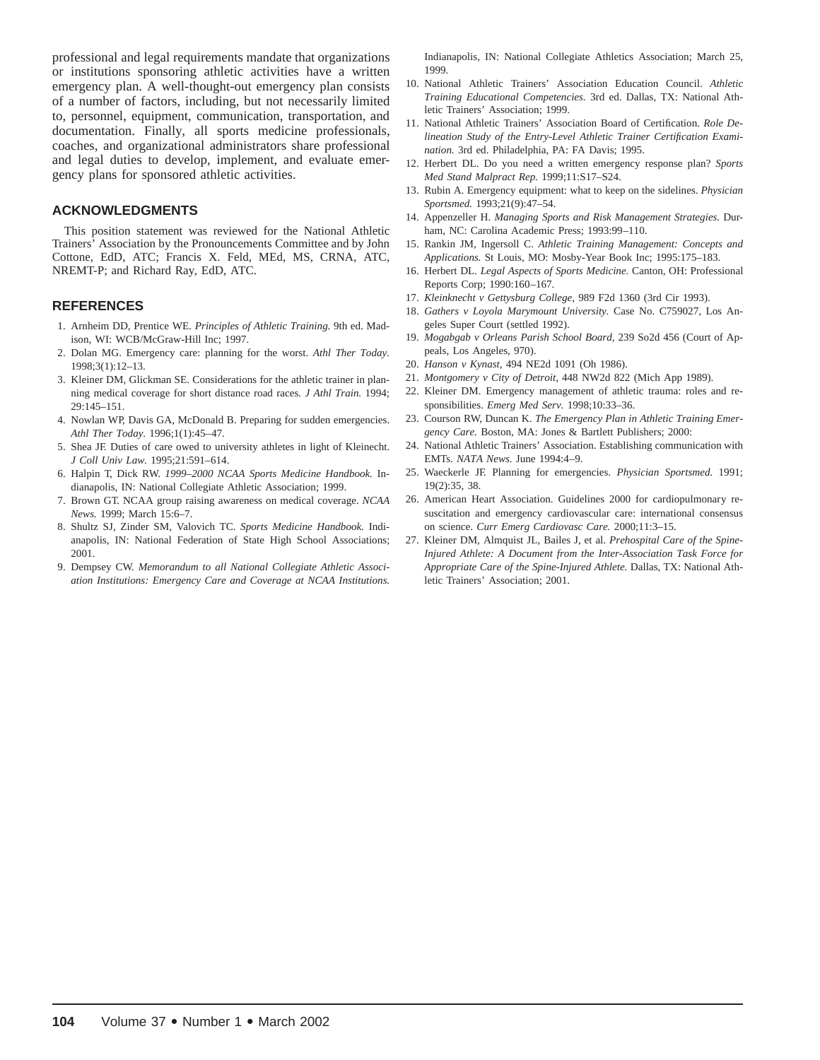professional and legal requirements mandate that organizations or institutions sponsoring athletic activities have a written emergency plan. A well-thought-out emergency plan consists of a number of factors, including, but not necessarily limited to, personnel, equipment, communication, transportation, and documentation. Finally, all sports medicine professionals, coaches, and organizational administrators share professional and legal duties to develop, implement, and evaluate emergency plans for sponsored athletic activities.

## ACKNOWLEDGMENTS

This position statement was reviewed for the National Athletic Trainers' Association by the Pronouncements Committee and by John Cottone, EdD, ATC; Francis X. Feld, MEd, MS, CRNA, ATC, NREMT-P; and Richard Ray, EdD, ATC.

## REFERENCES

1. Arnheim DD, Prentice WE. *Principles of Athletic Training.* 9th ed. Madison, WI: WCB/McGraw-Hill Inc; 1997.
2. Dolan MG. Emergency care: planning for the worst. *Athl Ther Today.* 1998;3(1):12–13.
3. Kleiner DM, Glickman SE. Considerations for the athletic trainer in planning medical coverage for short distance road races. *J Athl Train.* 1994; 29:145–151.
4. Nowlan WP, Davis GA, McDonald B. Preparing for sudden emergencies. *Athl Ther Today.* 1996;1(1):45–47.
5. Shea JF. Duties of care owed to university athletes in light of Kleinecht. *J Coll Univ Law.* 1995;21:591–614.
6. Halpin T, Dick RW. *1999–2000 NCAA Sports Medicine Handbook.* Indianapolis, IN: National Collegiate Athletic Association; 1999.
7. Brown GT. NCAA group raising awareness on medical coverage. *NCAA News.* 1999; March 15:6–7.
8. Shultz SJ, Zinder SM, Valovich TC. *Sports Medicine Handbook.* Indianapolis, IN: National Federation of State High School Associations; 2001.
9. Dempsey CW. *Memorandum to all National Collegiate Athletic Association Institutions: Emergency Care and Coverage at NCAA Institutions.* Indianapolis, IN: National Collegiate Athletics Association; March 25, 1999.
10. National Athletic Trainers' Association Education Council. *Athletic Training Educational Competencies.* 3rd ed. Dallas, TX: National Athletic Trainers' Association; 1999.
11. National Athletic Trainers' Association Board of Certification. *Role Delineation Study of the Entry-Level Athletic Trainer Certification Examination.* 3rd ed. Philadelphia, PA: FA Davis; 1995.
12. Herbert DL. Do you need a written emergency response plan? *Sports Med Stand Malpract Rep.* 1999;11:S17–S24.
13. Rubin A. Emergency equipment: what to keep on the sidelines. *Physician Sportsmed.* 1993;21(9):47–54.
14. Appenzeller H. *Managing Sports and Risk Management Strategies.* Durham, NC: Carolina Academic Press; 1993:99–110.
15. Rankin JM, Ingersoll C. *Athletic Training Management: Concepts and Applications.* St Louis, MO: Mosby-Year Book Inc; 1995:175–183.
16. Herbert DL. *Legal Aspects of Sports Medicine.* Canton, OH: Professional Reports Corp; 1990:160–167.
17. *Kleinknecht v Gettysburg College,* 989 F2d 1360 (3rd Cir 1993).
18. *Gathers v Loyola Marymount University.* Case No. C759027, Los Angeles Super Court (settled 1992).
19. *Mogabgab v Orleans Parish School Board,* 239 So2d 456 (Court of Appeals, Los Angeles, 970).
20. *Hanson v Kynast,* 494 NE2d 1091 (Oh 1986).
21. *Montgomery v City of Detroit,* 448 NW2d 822 (Mich App 1989).
22. Kleiner DM. Emergency management of athletic trauma: roles and responsibilities. *Emerg Med Serv.* 1998;10:33–36.
23. Courson RW, Duncan K. *The Emergency Plan in Athletic Training Emergency Care.* Boston, MA: Jones & Bartlett Publishers; 2000:
24. National Athletic Trainers' Association. Establishing communication with EMTs. *NATA News.* June 1994:4–9.
25. Waeckerle JF. Planning for emergencies. *Physician Sportsmed.* 1991; 19(2):35, 38.
26. American Heart Association. Guidelines 2000 for cardiopulmonary resuscitation and emergency cardiovascular care: international consensus on science. *Curr Emerg Cardiovasc Care.* 2000;11:3–15.
27. Kleiner DM, Almquist JL, Bailes J, et al. *Prehospital Care of the Spine-Injured Athlete: A Document from the Inter-Association Task Force for Appropriate Care of the Spine-Injured Athlete.* Dallas, TX: National Athletic Trainers' Association; 2001.